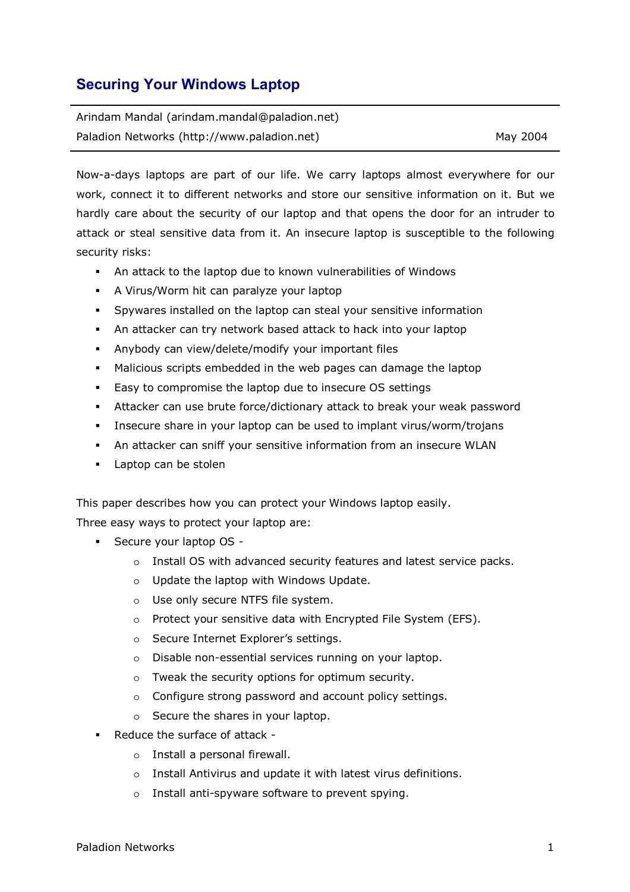# Securing Your Windows Laptop

Arindam Mandal (arindam.mandal@paladion.net)
Paladion Networks (http://www.paladion.net) May 2004

Now-a-days laptops are part of our life. We carry laptops almost everywhere for our work, connect it to different networks and store our sensitive information on it. But we hardly care about the security of our laptop and that opens the door for an intruder to attack or steal sensitive data from it. An insecure laptop is susceptible to the following security risks:

- An attack to the laptop due to known vulnerabilities of Windows
- A Virus/Worm hit can paralyze your laptop
- Spywares installed on the laptop can steal your sensitive information
- An attacker can try network based attack to hack into your laptop
- Anybody can view/delete/modify your important files
- Malicious scripts embedded in the web pages can damage the laptop
- Easy to compromise the laptop due to insecure OS settings
- Attacker can use brute force/dictionary attack to break your weak password
- Insecure share in your laptop can be used to implant virus/worm/trojans
- An attacker can sniff your sensitive information from an insecure WLAN
- Laptop can be stolen

This paper describes how you can protect your Windows laptop easily.
Three easy ways to protect your laptop are:

- Secure your laptop OS -
  - Install OS with advanced security features and latest service packs.
  - Update the laptop with Windows Update.
  - Use only secure NTFS file system.
  - Protect your sensitive data with Encrypted File System (EFS).
  - Secure Internet Explorer's settings.
  - Disable non-essential services running on your laptop.
  - Tweak the security options for optimum security.
  - Configure strong password and account policy settings.
  - Secure the shares in your laptop.
- Reduce the surface of attack -
  - Install a personal firewall.
  - Install Antivirus and update it with latest virus definitions.
  - Install anti-spyware software to prevent spying.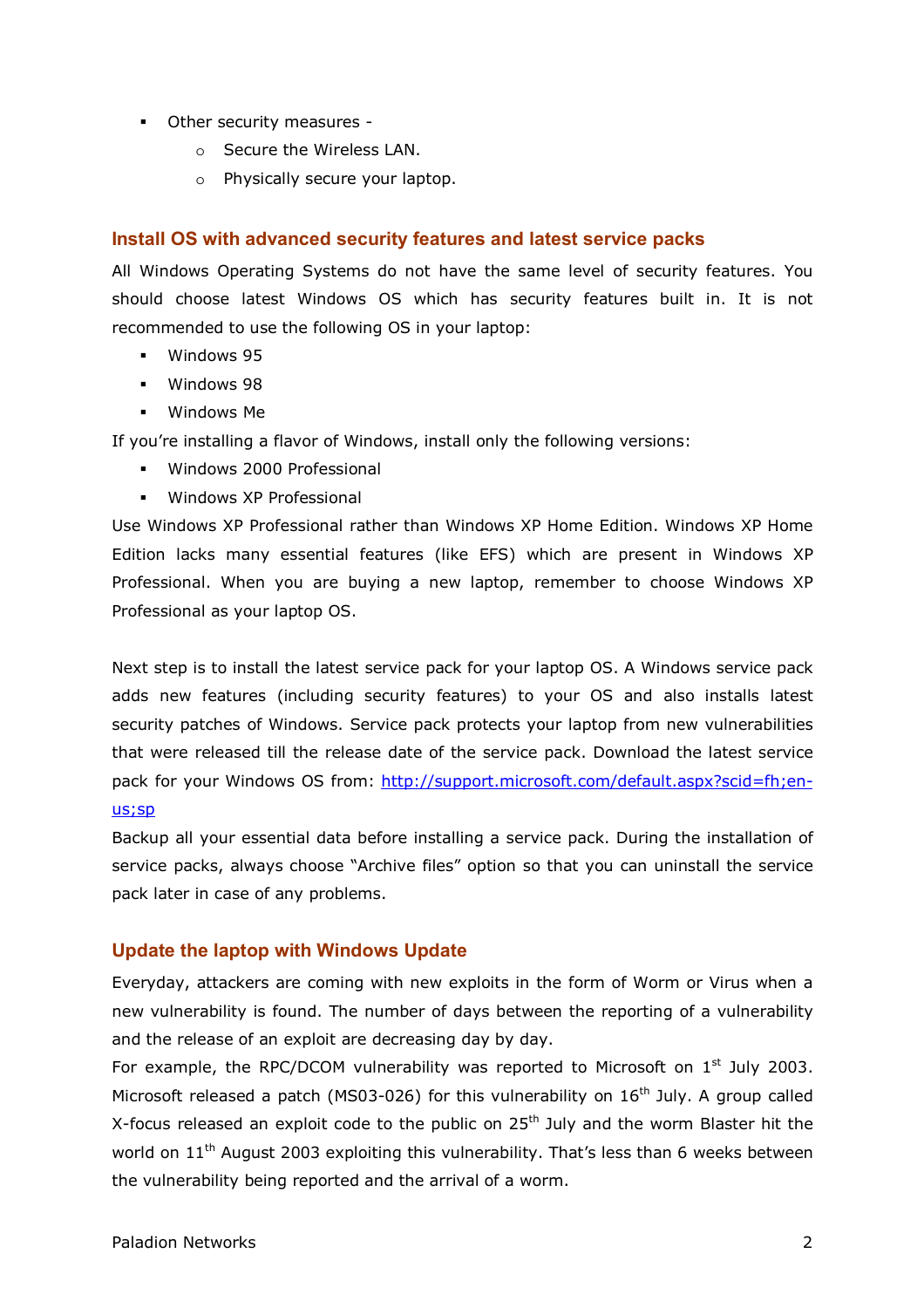- Other security measures -
    - Secure the Wireless LAN.
    - Physically secure your laptop.

## Install OS with advanced security features and latest service packs

All Windows Operating Systems do not have the same level of security features. You should choose latest Windows OS which has security features built in. It is not recommended to use the following OS in your laptop:

- Windows 95
- Windows 98
- Windows Me

If you're installing a flavor of Windows, install only the following versions:

- Windows 2000 Professional
- Windows XP Professional

Use Windows XP Professional rather than Windows XP Home Edition. Windows XP Home Edition lacks many essential features (like EFS) which are present in Windows XP Professional. When you are buying a new laptop, remember to choose Windows XP Professional as your laptop OS.

Next step is to install the latest service pack for your laptop OS. A Windows service pack adds new features (including security features) to your OS and also installs latest security patches of Windows. Service pack protects your laptop from new vulnerabilities that were released till the release date of the service pack. Download the latest service pack for your Windows OS from: http://support.microsoft.com/default.aspx?scid=fh;en-us;sp

Backup all your essential data before installing a service pack. During the installation of service packs, always choose "Archive files" option so that you can uninstall the service pack later in case of any problems.

## Update the laptop with Windows Update

Everyday, attackers are coming with new exploits in the form of Worm or Virus when a new vulnerability is found. The number of days between the reporting of a vulnerability and the release of an exploit are decreasing day by day.

For example, the RPC/DCOM vulnerability was reported to Microsoft on 1st July 2003. Microsoft released a patch (MS03-026) for this vulnerability on 16th July. A group called X-focus released an exploit code to the public on 25th July and the worm Blaster hit the world on 11th August 2003 exploiting this vulnerability. That's less than 6 weeks between the vulnerability being reported and the arrival of a worm.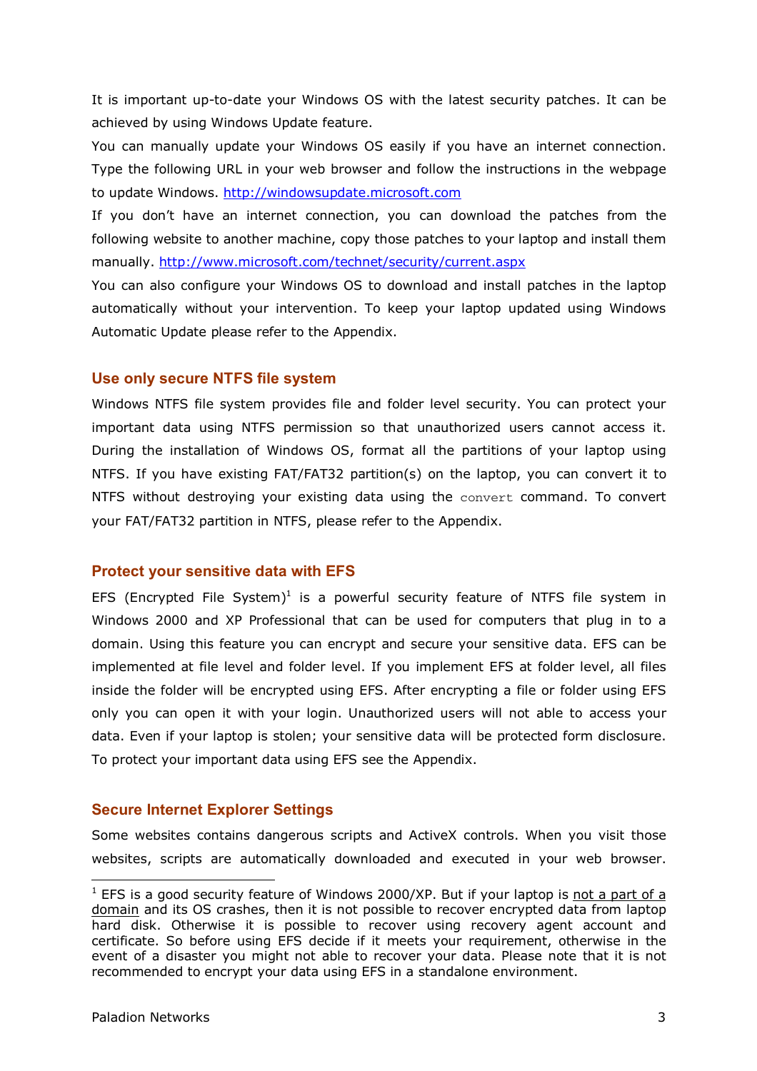It is important up-to-date your Windows OS with the latest security patches. It can be achieved by using Windows Update feature.

You can manually update your Windows OS easily if you have an internet connection. Type the following URL in your web browser and follow the instructions in the webpage to update Windows. http://windowsupdate.microsoft.com

If you don't have an internet connection, you can download the patches from the following website to another machine, copy those patches to your laptop and install them manually. http://www.microsoft.com/technet/security/current.aspx

You can also configure your Windows OS to download and install patches in the laptop automatically without your intervention. To keep your laptop updated using Windows Automatic Update please refer to the Appendix.

### Use only secure NTFS file system

Windows NTFS file system provides file and folder level security. You can protect your important data using NTFS permission so that unauthorized users cannot access it. During the installation of Windows OS, format all the partitions of your laptop using NTFS. If you have existing FAT/FAT32 partition(s) on the laptop, you can convert it to NTFS without destroying your existing data using the `convert` command. To convert your FAT/FAT32 partition in NTFS, please refer to the Appendix.

### Protect your sensitive data with EFS

EFS (Encrypted File System)[1] is a powerful security feature of NTFS file system in Windows 2000 and XP Professional that can be used for computers that plug in to a domain. Using this feature you can encrypt and secure your sensitive data. EFS can be implemented at file level and folder level. If you implement EFS at folder level, all files inside the folder will be encrypted using EFS. After encrypting a file or folder using EFS only you can open it with your login. Unauthorized users will not able to access your data. Even if your laptop is stolen; your sensitive data will be protected form disclosure. To protect your important data using EFS see the Appendix.

### Secure Internet Explorer Settings

Some websites contains dangerous scripts and ActiveX controls. When you visit those websites, scripts are automatically downloaded and executed in your web browser.

---

[1] EFS is a good security feature of Windows 2000/XP. But if your laptop is not a part of a domain and its OS crashes, then it is not possible to recover encrypted data from laptop hard disk. Otherwise it is possible to recover using recovery agent account and certificate. So before using EFS decide if it meets your requirement, otherwise in the event of a disaster you might not able to recover your data. Please note that it is not recommended to encrypt your data using EFS in a standalone environment.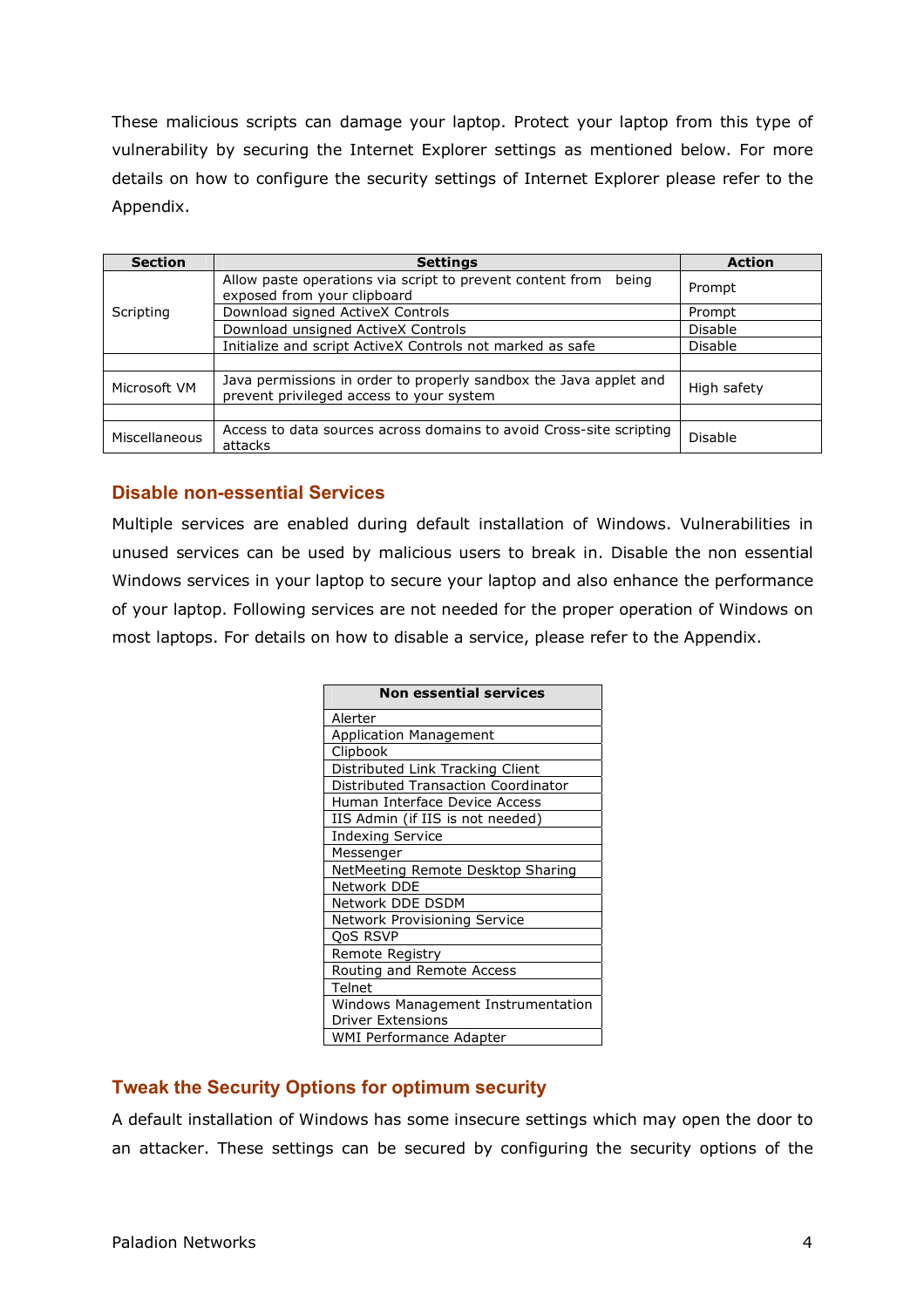These malicious scripts can damage your laptop. Protect your laptop from this type of vulnerability by securing the Internet Explorer settings as mentioned below. For more details on how to configure the security settings of Internet Explorer please refer to the Appendix.

| Section | Settings | Action |
|---|---|---|
| Scripting | Allow paste operations via script to prevent content from being exposed from your clipboard | Prompt |
| | Download signed ActiveX Controls | Prompt |
| | Download unsigned ActiveX Controls | Disable |
| | Initialize and script ActiveX Controls not marked as safe | Disable |
| | | |
| Microsoft VM | Java permissions in order to properly sandbox the Java applet and prevent privileged access to your system | High safety |
| | | |
| Miscellaneous | Access to data sources across domains to avoid Cross-site scripting attacks | Disable |

## Disable non-essential Services

Multiple services are enabled during default installation of Windows. Vulnerabilities in unused services can be used by malicious users to break in. Disable the non essential Windows services in your laptop to secure your laptop and also enhance the performance of your laptop. Following services are not needed for the proper operation of Windows on most laptops. For details on how to disable a service, please refer to the Appendix.

| Non essential services |
|---|
| Alerter |
| Application Management |
| Clipbook |
| Distributed Link Tracking Client |
| Distributed Transaction Coordinator |
| Human Interface Device Access |
| IIS Admin (if IIS is not needed) |
| Indexing Service |
| Messenger |
| NetMeeting Remote Desktop Sharing |
| Network DDE |
| Network DDE DSDM |
| Network Provisioning Service |
| QoS RSVP |
| Remote Registry |
| Routing and Remote Access |
| Telnet |
| Windows Management Instrumentation Driver Extensions |
| WMI Performance Adapter |

## Tweak the Security Options for optimum security

A default installation of Windows has some insecure settings which may open the door to an attacker. These settings can be secured by configuring the security options of the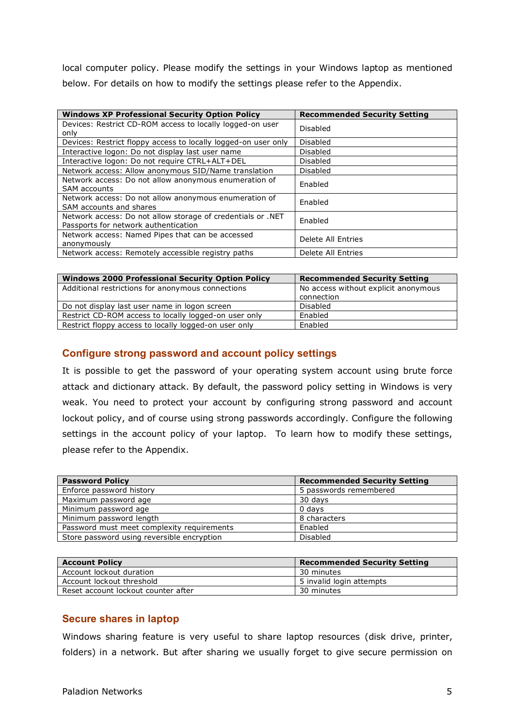local computer policy. Please modify the settings in your Windows laptop as mentioned below. For details on how to modify the settings please refer to the Appendix.

| Windows XP Professional Security Option Policy | Recommended Security Setting |
|---|---|
| Devices: Restrict CD-ROM access to locally logged-on user only | Disabled |
| Devices: Restrict floppy access to locally logged-on user only | Disabled |
| Interactive logon: Do not display last user name | Disabled |
| Interactive logon: Do not require CTRL+ALT+DEL | Disabled |
| Network access: Allow anonymous SID/Name translation | Disabled |
| Network access: Do not allow anonymous enumeration of SAM accounts | Enabled |
| Network access: Do not allow anonymous enumeration of SAM accounts and shares | Enabled |
| Network access: Do not allow storage of credentials or .NET Passports for network authentication | Enabled |
| Network access: Named Pipes that can be accessed anonymously | Delete All Entries |
| Network access: Remotely accessible registry paths | Delete All Entries |

| Windows 2000 Professional Security Option Policy | Recommended Security Setting |
|---|---|
| Additional restrictions for anonymous connections | No access without explicit anonymous connection |
| Do not display last user name in logon screen | Disabled |
| Restrict CD-ROM access to locally logged-on user only | Enabled |
| Restrict floppy access to locally logged-on user only | Enabled |

## Configure strong password and account policy settings

It is possible to get the password of your operating system account using brute force attack and dictionary attack. By default, the password policy setting in Windows is very weak. You need to protect your account by configuring strong password and account lockout policy, and of course using strong passwords accordingly. Configure the following settings in the account policy of your laptop. To learn how to modify these settings, please refer to the Appendix.

| Password Policy | Recommended Security Setting |
|---|---|
| Enforce password history | 5 passwords remembered |
| Maximum password age | 30 days |
| Minimum password age | 0 days |
| Minimum password length | 8 characters |
| Password must meet complexity requirements | Enabled |
| Store password using reversible encryption | Disabled |

| Account Policy | Recommended Security Setting |
|---|---|
| Account lockout duration | 30 minutes |
| Account lockout threshold | 5 invalid login attempts |
| Reset account lockout counter after | 30 minutes |

## Secure shares in laptop

Windows sharing feature is very useful to share laptop resources (disk drive, printer, folders) in a network. But after sharing we usually forget to give secure permission on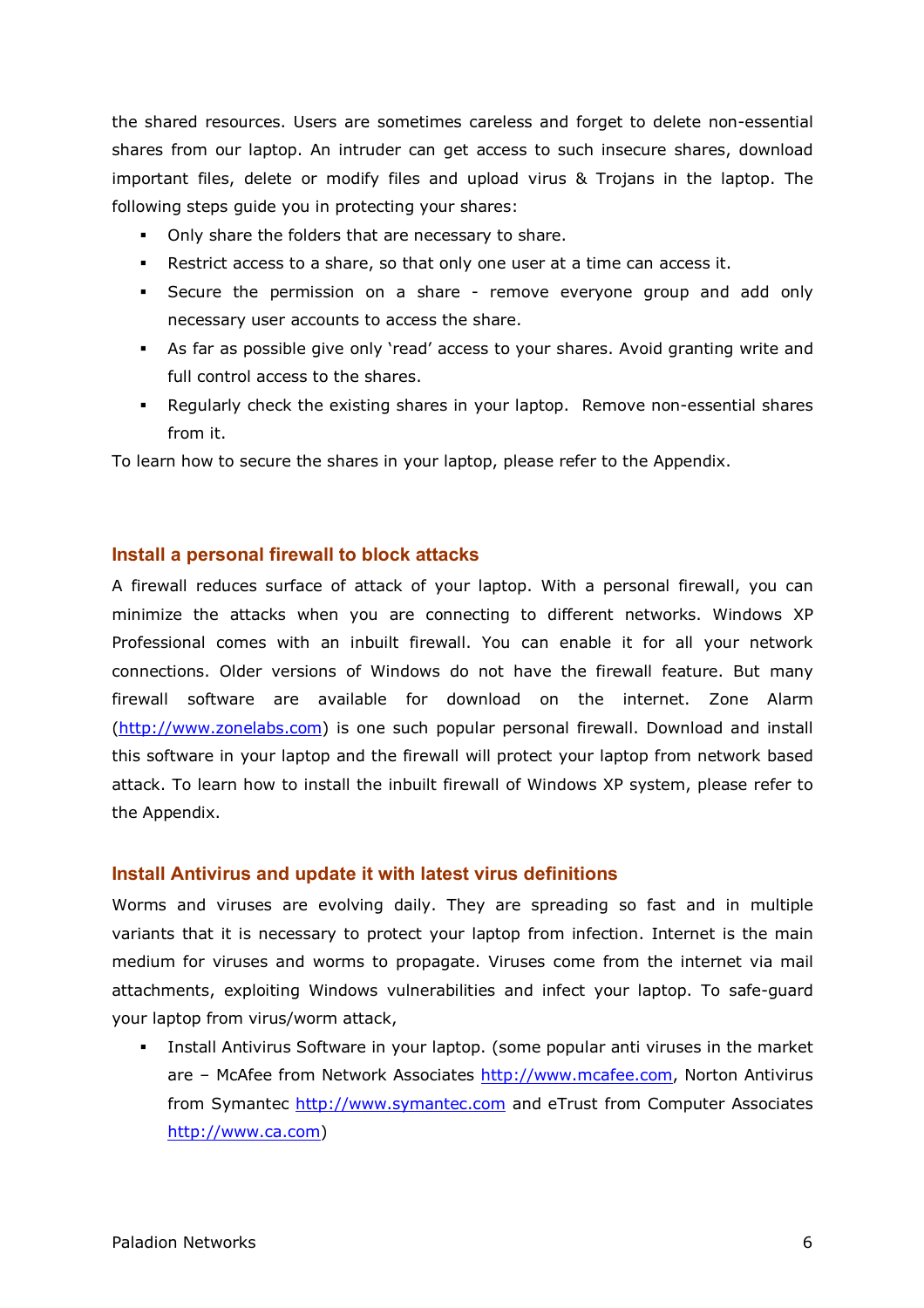the shared resources. Users are sometimes careless and forget to delete non-essential shares from our laptop. An intruder can get access to such insecure shares, download important files, delete or modify files and upload virus & Trojans in the laptop. The following steps guide you in protecting your shares:

- Only share the folders that are necessary to share.
- Restrict access to a share, so that only one user at a time can access it.
- Secure the permission on a share - remove everyone group and add only necessary user accounts to access the share.
- As far as possible give only 'read' access to your shares. Avoid granting write and full control access to the shares.
- Regularly check the existing shares in your laptop. Remove non-essential shares from it.

To learn how to secure the shares in your laptop, please refer to the Appendix.

## Install a personal firewall to block attacks

A firewall reduces surface of attack of your laptop. With a personal firewall, you can minimize the attacks when you are connecting to different networks. Windows XP Professional comes with an inbuilt firewall. You can enable it for all your network connections. Older versions of Windows do not have the firewall feature. But many firewall software are available for download on the internet. Zone Alarm (http://www.zonelabs.com) is one such popular personal firewall. Download and install this software in your laptop and the firewall will protect your laptop from network based attack. To learn how to install the inbuilt firewall of Windows XP system, please refer to the Appendix.

## Install Antivirus and update it with latest virus definitions

Worms and viruses are evolving daily. They are spreading so fast and in multiple variants that it is necessary to protect your laptop from infection. Internet is the main medium for viruses and worms to propagate. Viruses come from the internet via mail attachments, exploiting Windows vulnerabilities and infect your laptop. To safe-guard your laptop from virus/worm attack,

- Install Antivirus Software in your laptop. (some popular anti viruses in the market are – McAfee from Network Associates http://www.mcafee.com, Norton Antivirus from Symantec http://www.symantec.com and eTrust from Computer Associates http://www.ca.com)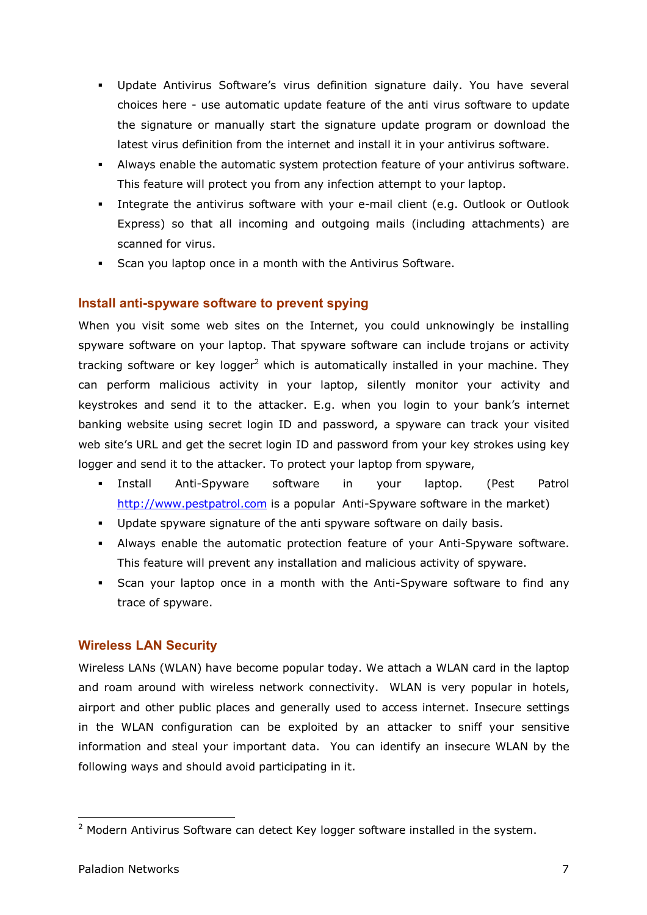- Update Antivirus Software's virus definition signature daily. You have several choices here - use automatic update feature of the anti virus software to update the signature or manually start the signature update program or download the latest virus definition from the internet and install it in your antivirus software.
- Always enable the automatic system protection feature of your antivirus software. This feature will protect you from any infection attempt to your laptop.
- Integrate the antivirus software with your e-mail client (e.g. Outlook or Outlook Express) so that all incoming and outgoing mails (including attachments) are scanned for virus.
- Scan you laptop once in a month with the Antivirus Software.

## Install anti-spyware software to prevent spying

When you visit some web sites on the Internet, you could unknowingly be installing spyware software on your laptop. That spyware software can include trojans or activity tracking software or key logger[2] which is automatically installed in your machine. They can perform malicious activity in your laptop, silently monitor your activity and keystrokes and send it to the attacker. E.g. when you login to your bank's internet banking website using secret login ID and password, a spyware can track your visited web site's URL and get the secret login ID and password from your key strokes using key logger and send it to the attacker. To protect your laptop from spyware,

- Install Anti-Spyware software in your laptop. (Pest Patrol http://www.pestpatrol.com is a popular Anti-Spyware software in the market)
- Update spyware signature of the anti spyware software on daily basis.
- Always enable the automatic protection feature of your Anti-Spyware software. This feature will prevent any installation and malicious activity of spyware.
- Scan your laptop once in a month with the Anti-Spyware software to find any trace of spyware.

## Wireless LAN Security

Wireless LANs (WLAN) have become popular today. We attach a WLAN card in the laptop and roam around with wireless network connectivity. WLAN is very popular in hotels, airport and other public places and generally used to access internet. Insecure settings in the WLAN configuration can be exploited by an attacker to sniff your sensitive information and steal your important data. You can identify an insecure WLAN by the following ways and should avoid participating in it.

---

[2] Modern Antivirus Software can detect Key logger software installed in the system.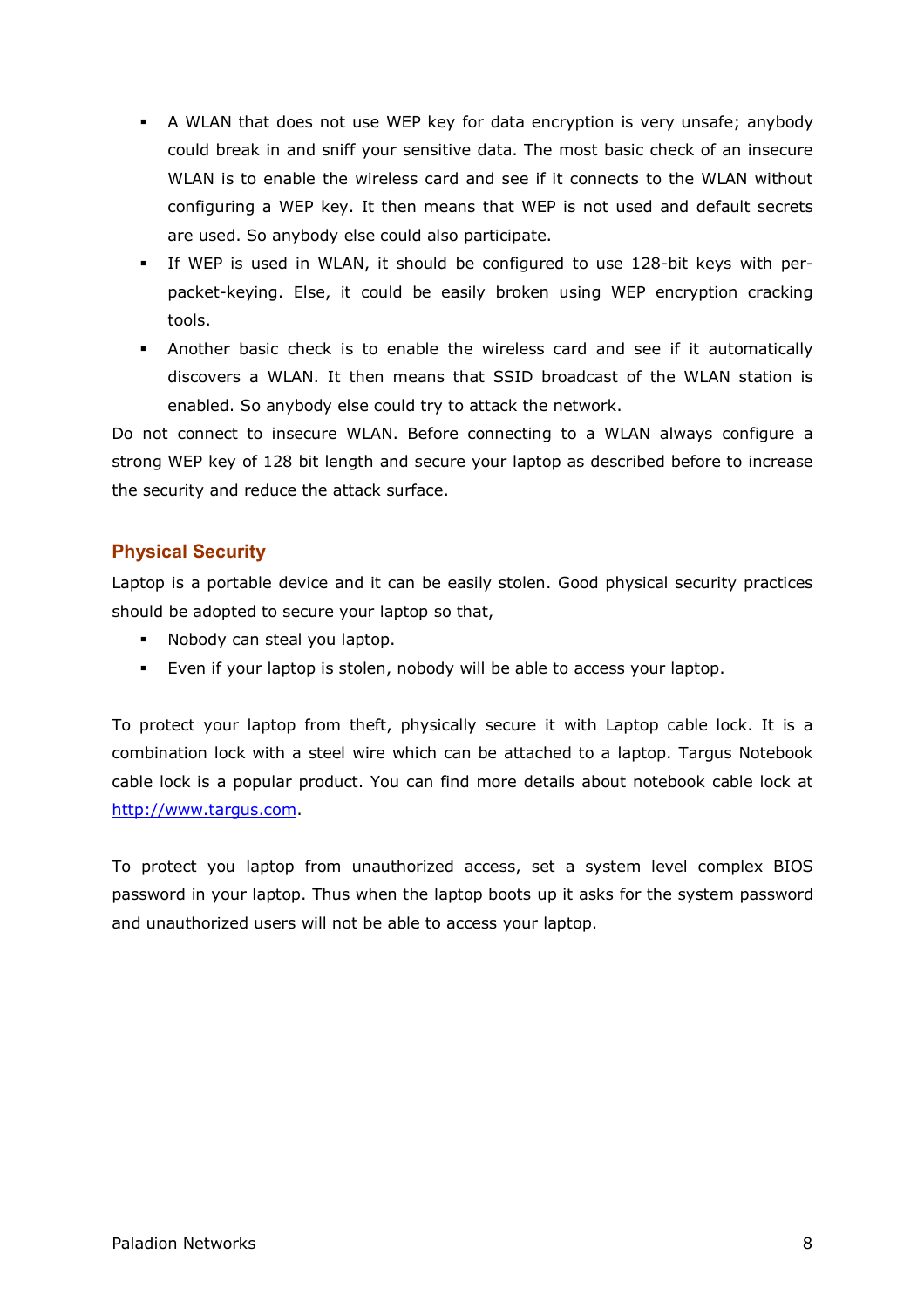- A WLAN that does not use WEP key for data encryption is very unsafe; anybody could break in and sniff your sensitive data. The most basic check of an insecure WLAN is to enable the wireless card and see if it connects to the WLAN without configuring a WEP key. It then means that WEP is not used and default secrets are used. So anybody else could also participate.
- If WEP is used in WLAN, it should be configured to use 128-bit keys with per-packet-keying. Else, it could be easily broken using WEP encryption cracking tools.
- Another basic check is to enable the wireless card and see if it automatically discovers a WLAN. It then means that SSID broadcast of the WLAN station is enabled. So anybody else could try to attack the network.

Do not connect to insecure WLAN. Before connecting to a WLAN always configure a strong WEP key of 128 bit length and secure your laptop as described before to increase the security and reduce the attack surface.

## Physical Security

Laptop is a portable device and it can be easily stolen. Good physical security practices should be adopted to secure your laptop so that,

- Nobody can steal you laptop.
- Even if your laptop is stolen, nobody will be able to access your laptop.

To protect your laptop from theft, physically secure it with Laptop cable lock. It is a combination lock with a steel wire which can be attached to a laptop. Targus Notebook cable lock is a popular product. You can find more details about notebook cable lock at [http://www.targus.com](http://www.targus.com).

To protect you laptop from unauthorized access, set a system level complex BIOS password in your laptop. Thus when the laptop boots up it asks for the system password and unauthorized users will not be able to access your laptop.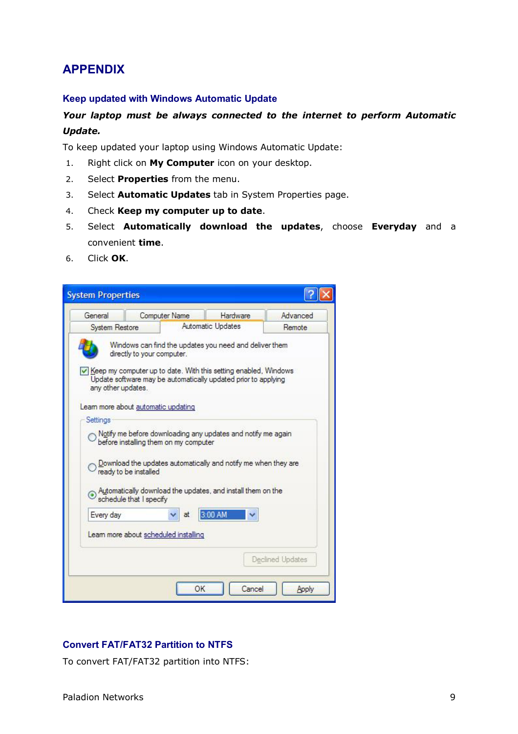# APPENDIX

## Keep updated with Windows Automatic Update

***Your laptop must be always connected to the internet to perform Automatic Update.***

To keep updated your laptop using Windows Automatic Update:

1. Right click on **My Computer** icon on your desktop.
2. Select **Properties** from the menu.
3. Select **Automatic Updates** tab in System Properties page.
4. Check **Keep my computer up to date**.
5. Select **Automatically download the updates**, choose **Everyday** and a convenient **time**.
6. Click **OK**.

## Convert FAT/FAT32 Partition to NTFS

To convert FAT/FAT32 partition into NTFS: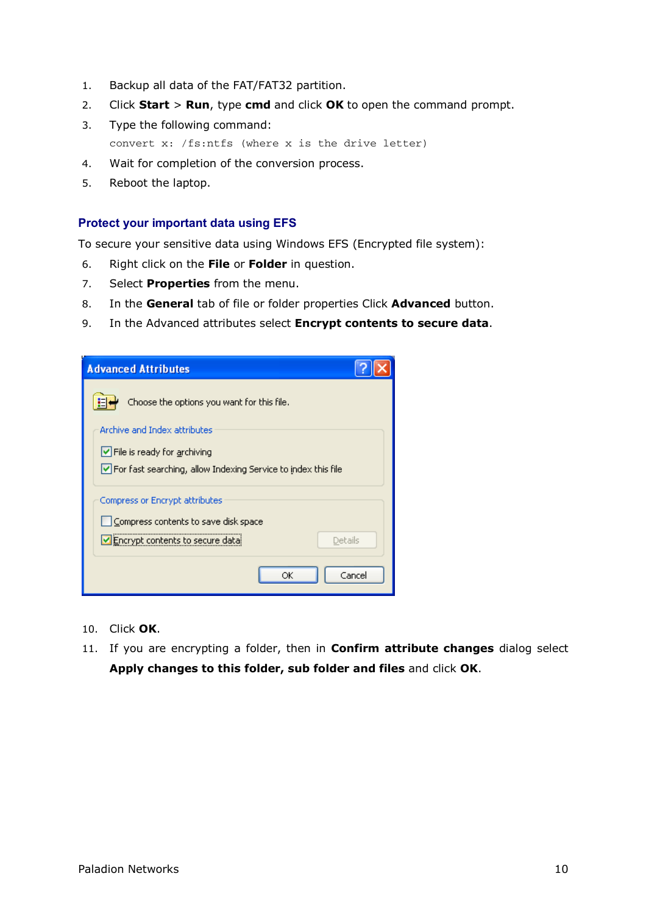1. Backup all data of the FAT/FAT32 partition.
2. Click **Start** > **Run**, type **cmd** and click **OK** to open the command prompt.
3. Type the following command:
   `convert x: /fs:ntfs (where x is the drive letter)`
4. Wait for completion of the conversion process.
5. Reboot the laptop.

### Protect your important data using EFS

To secure your sensitive data using Windows EFS (Encrypted file system):

6. Right click on the **File** or **Folder** in question.
7. Select **Properties** from the menu.
8. In the **General** tab of file or folder properties Click **Advanced** button.
9. In the Advanced attributes select **Encrypt contents to secure data**.

10. Click **OK**.
11. If you are encrypting a folder, then in **Confirm attribute changes** dialog select **Apply changes to this folder, sub folder and files** and click **OK**.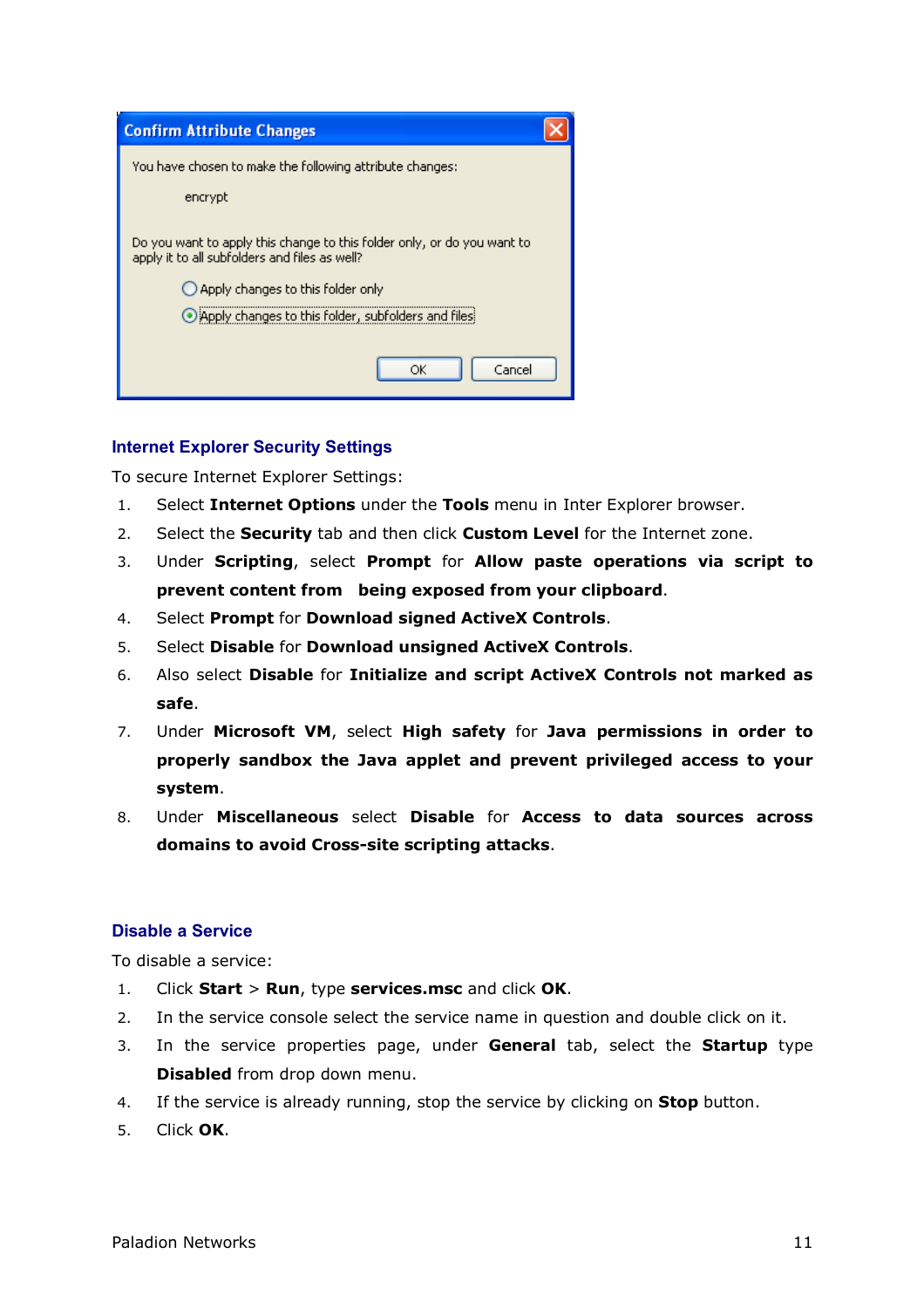## Internet Explorer Security Settings

To secure Internet Explorer Settings:

1. Select **Internet Options** under the **Tools** menu in Inter Explorer browser.
2. Select the **Security** tab and then click **Custom Level** for the Internet zone.
3. Under **Scripting**, select **Prompt** for **Allow paste operations via script to prevent content from being exposed from your clipboard**.
4. Select **Prompt** for **Download signed ActiveX Controls**.
5. Select **Disable** for **Download unsigned ActiveX Controls**.
6. Also select **Disable** for **Initialize and script ActiveX Controls not marked as safe**.
7. Under **Microsoft VM**, select **High safety** for **Java permissions in order to properly sandbox the Java applet and prevent privileged access to your system**.
8. Under **Miscellaneous** select **Disable** for **Access to data sources across domains to avoid Cross-site scripting attacks**.

## Disable a Service

To disable a service:

1. Click **Start** > **Run**, type **services.msc** and click **OK**.
2. In the service console select the service name in question and double click on it.
3. In the service properties page, under **General** tab, select the **Startup** type **Disabled** from drop down menu.
4. If the service is already running, stop the service by clicking on **Stop** button.
5. Click **OK**.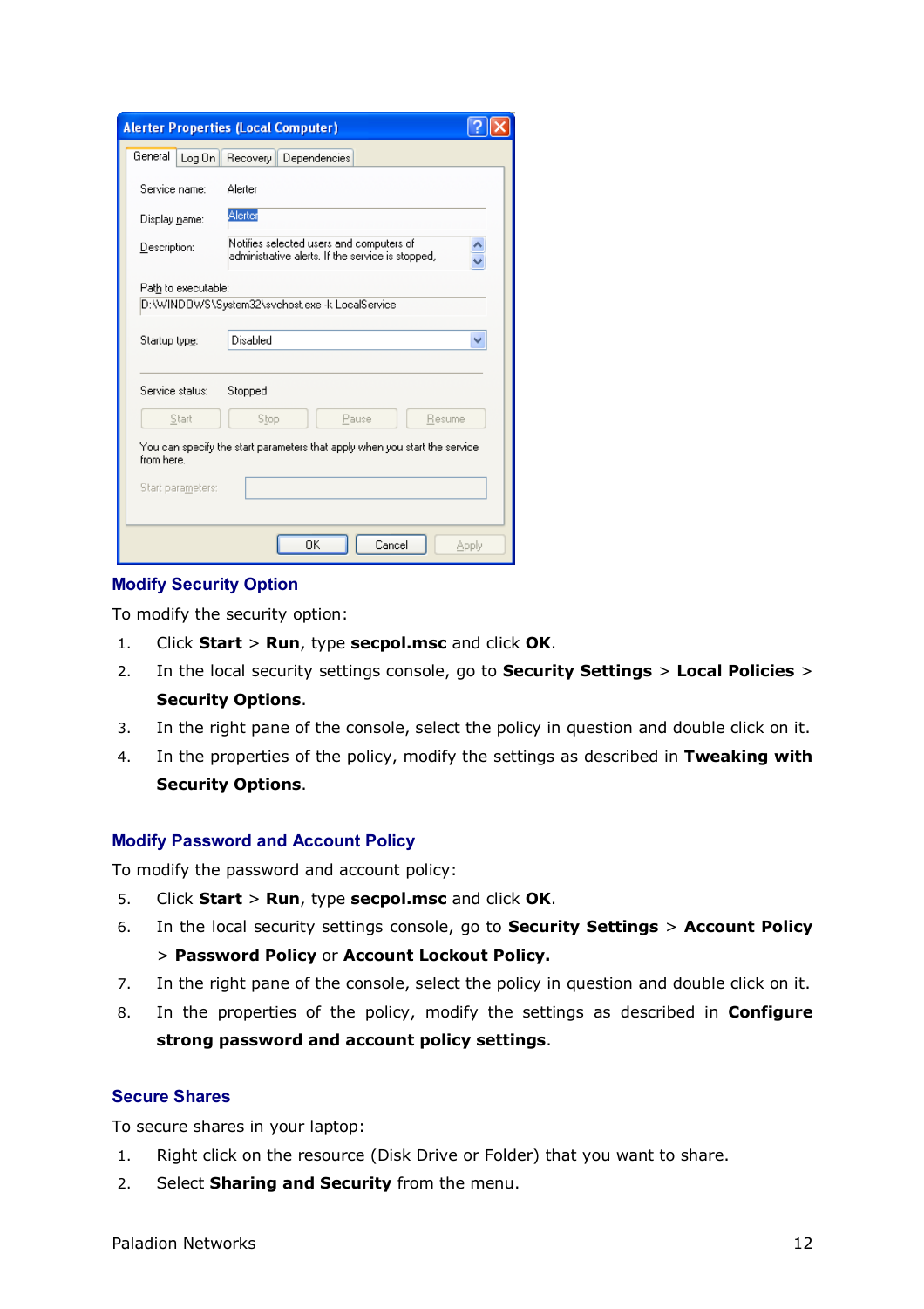## Modify Security Option

To modify the security option:

1. Click **Start** > **Run**, type **secpol.msc** and click **OK**.
2. In the local security settings console, go to **Security Settings** > **Local Policies** > **Security Options**.
3. In the right pane of the console, select the policy in question and double click on it.
4. In the properties of the policy, modify the settings as described in **Tweaking with Security Options**.

## Modify Password and Account Policy

To modify the password and account policy:

5. Click **Start** > **Run**, type **secpol.msc** and click **OK**.
6. In the local security settings console, go to **Security Settings** > **Account Policy** > **Password Policy** or **Account Lockout Policy.**
7. In the right pane of the console, select the policy in question and double click on it.
8. In the properties of the policy, modify the settings as described in **Configure strong password and account policy settings**.

## Secure Shares

To secure shares in your laptop:

1. Right click on the resource (Disk Drive or Folder) that you want to share.
2. Select **Sharing and Security** from the menu.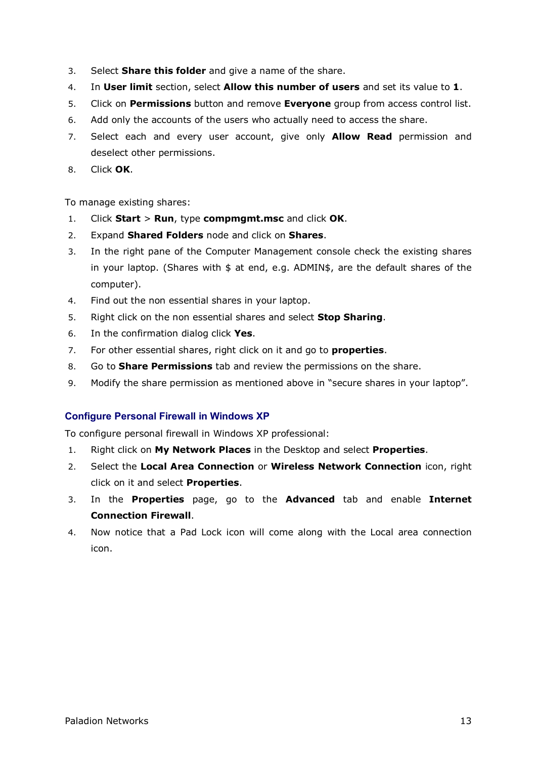3. Select **Share this folder** and give a name of the share.
4. In **User limit** section, select **Allow this number of users** and set its value to **1**.
5. Click on **Permissions** button and remove **Everyone** group from access control list.
6. Add only the accounts of the users who actually need to access the share.
7. Select each and every user account, give only **Allow Read** permission and deselect other permissions.
8. Click **OK**.

To manage existing shares:

1. Click **Start** > **Run**, type **compmgmt.msc** and click **OK**.
2. Expand **Shared Folders** node and click on **Shares**.
3. In the right pane of the Computer Management console check the existing shares in your laptop. (Shares with $ at end, e.g. ADMIN$, are the default shares of the computer).
4. Find out the non essential shares in your laptop.
5. Right click on the non essential shares and select **Stop Sharing**.
6. In the confirmation dialog click **Yes**.
7. For other essential shares, right click on it and go to **properties**.
8. Go to **Share Permissions** tab and review the permissions on the share.
9. Modify the share permission as mentioned above in "secure shares in your laptop".

### Configure Personal Firewall in Windows XP

To configure personal firewall in Windows XP professional:

1. Right click on **My Network Places** in the Desktop and select **Properties**.
2. Select the **Local Area Connection** or **Wireless Network Connection** icon, right click on it and select **Properties**.
3. In the **Properties** page, go to the **Advanced** tab and enable **Internet Connection Firewall**.
4. Now notice that a Pad Lock icon will come along with the Local area connection icon.